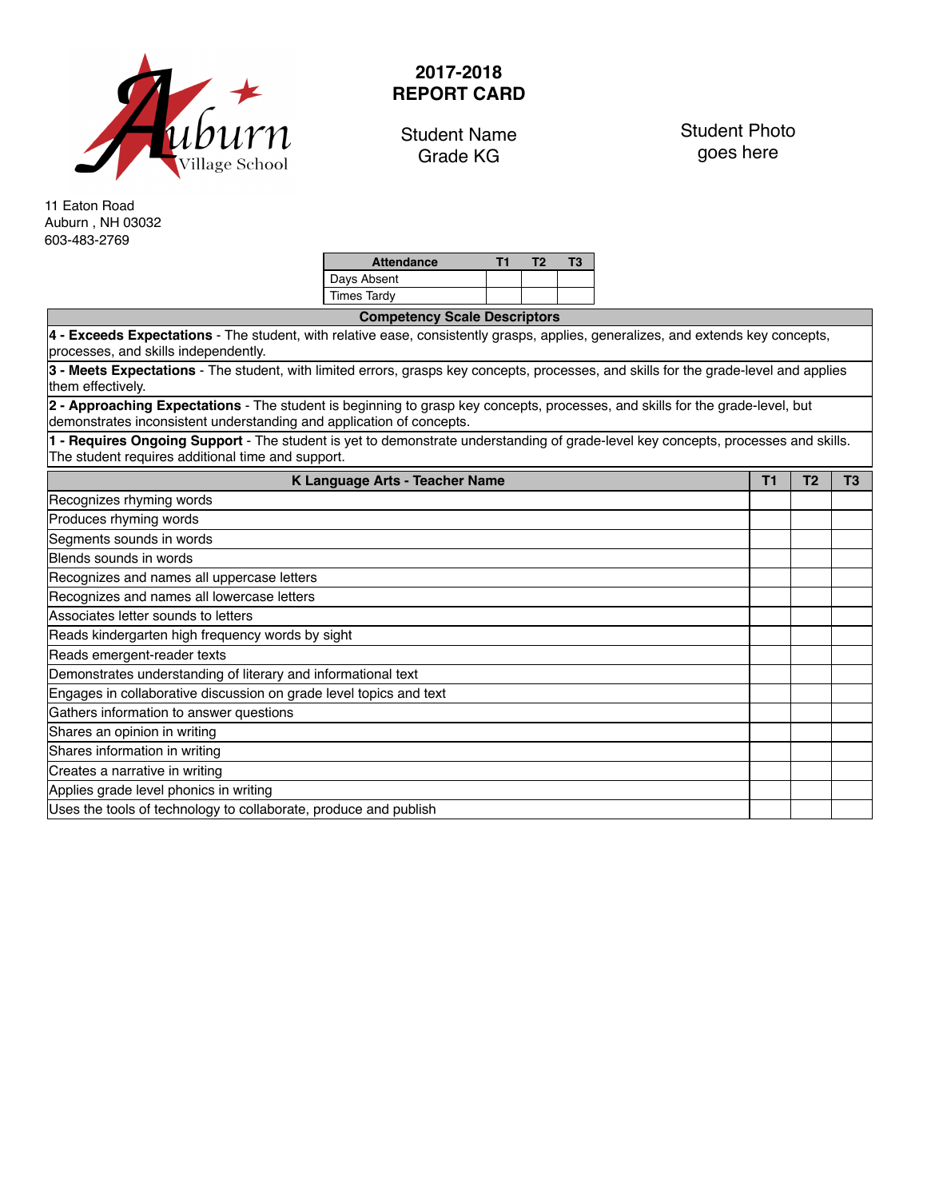Auburn Village School

11 Eaton Road
Auburn , NH 03032
603-483-2769

# 2017-2018 REPORT CARD

Student Name
Grade KG

Student Photo goes here

| Attendance | T1 | T2 | T3 |
|---|---|---|---|
| Days Absent | | | |
| Times Tardy | | | |

| Competency Scale Descriptors |
|---|
| **4 - Exceeds Expectations** - The student, with relative ease, consistently grasps, applies, generalizes, and extends key concepts, processes, and skills independently. |
| **3 - Meets Expectations** - The student, with limited errors, grasps key concepts, processes, and skills for the grade-level and applies them effectively. |
| **2 - Approaching Expectations** - The student is beginning to grasp key concepts, processes, and skills for the grade-level, but demonstrates inconsistent understanding and application of concepts. |
| **1 - Requires Ongoing Support** - The student is yet to demonstrate understanding of grade-level key concepts, processes and skills. The student requires additional time and support. |

| K Language Arts - Teacher Name | T1 | T2 | T3 |
|---|---|---|---|
| Recognizes rhyming words | | | |
| Produces rhyming words | | | |
| Segments sounds in words | | | |
| Blends sounds in words | | | |
| Recognizes and names all uppercase letters | | | |
| Recognizes and names all lowercase letters | | | |
| Associates letter sounds to letters | | | |
| Reads kindergarten high frequency words by sight | | | |
| Reads emergent-reader texts | | | |
| Demonstrates understanding of literary and informational text | | | |
| Engages in collaborative discussion on grade level topics and text | | | |
| Gathers information to answer questions | | | |
| Shares an opinion in writing | | | |
| Shares information in writing | | | |
| Creates a narrative in writing | | | |
| Applies grade level phonics in writing | | | |
| Uses the tools of technology to collaborate, produce and publish | | | |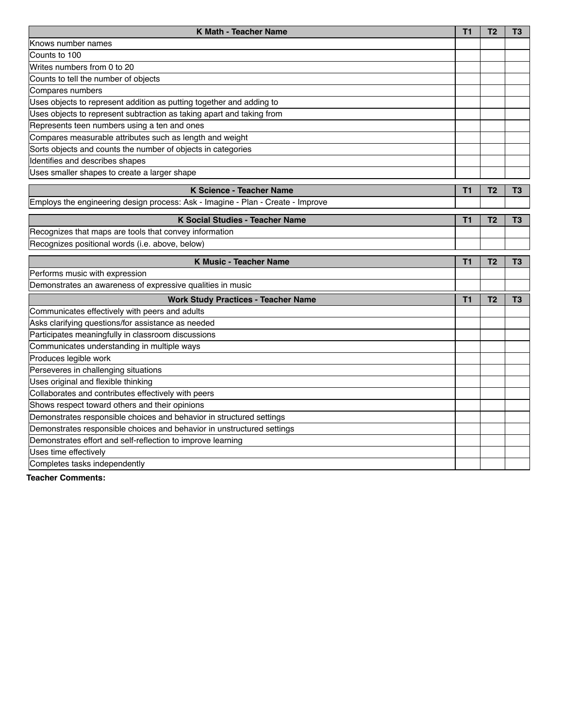| K Math - Teacher Name | T1 | T2 | T3 |
|---|---|---|---|
| Knows number names | | | |
| Counts to 100 | | | |
| Writes numbers from 0 to 20 | | | |
| Counts to tell the number of objects | | | |
| Compares numbers | | | |
| Uses objects to represent addition as putting together and adding to | | | |
| Uses objects to represent subtraction as taking apart and taking from | | | |
| Represents teen numbers using a ten and ones | | | |
| Compares measurable attributes such as length and weight | | | |
| Sorts objects and counts the number of objects in categories | | | |
| Identifies and describes shapes | | | |
| Uses smaller shapes to create a larger shape | | | |

| K Science - Teacher Name | T1 | T2 | T3 |
|---|---|---|---|
| Employs the engineering design process: Ask - Imagine - Plan - Create - Improve | | | |

| K Social Studies - Teacher Name | T1 | T2 | T3 |
|---|---|---|---|
| Recognizes that maps are tools that convey information | | | |
| Recognizes positional words (i.e. above, below) | | | |

| K Music - Teacher Name | T1 | T2 | T3 |
|---|---|---|---|
| Performs music with expression | | | |
| Demonstrates an awareness of expressive qualities in music | | | |

| Work Study Practices - Teacher Name | T1 | T2 | T3 |
|---|---|---|---|
| Communicates effectively with peers and adults | | | |
| Asks clarifying questions/for assistance as needed | | | |
| Participates meaningfully in classroom discussions | | | |
| Communicates understanding in multiple ways | | | |
| Produces legible work | | | |
| Perseveres in challenging situations | | | |
| Uses original and flexible thinking | | | |
| Collaborates and contributes effectively with peers | | | |
| Shows respect toward others and their opinions | | | |
| Demonstrates responsible choices and behavior in structured settings | | | |
| Demonstrates responsible choices and behavior in unstructured settings | | | |
| Demonstrates effort and self-reflection to improve learning | | | |
| Uses time effectively | | | |
| Completes tasks independently | | | |

**Teacher Comments:**